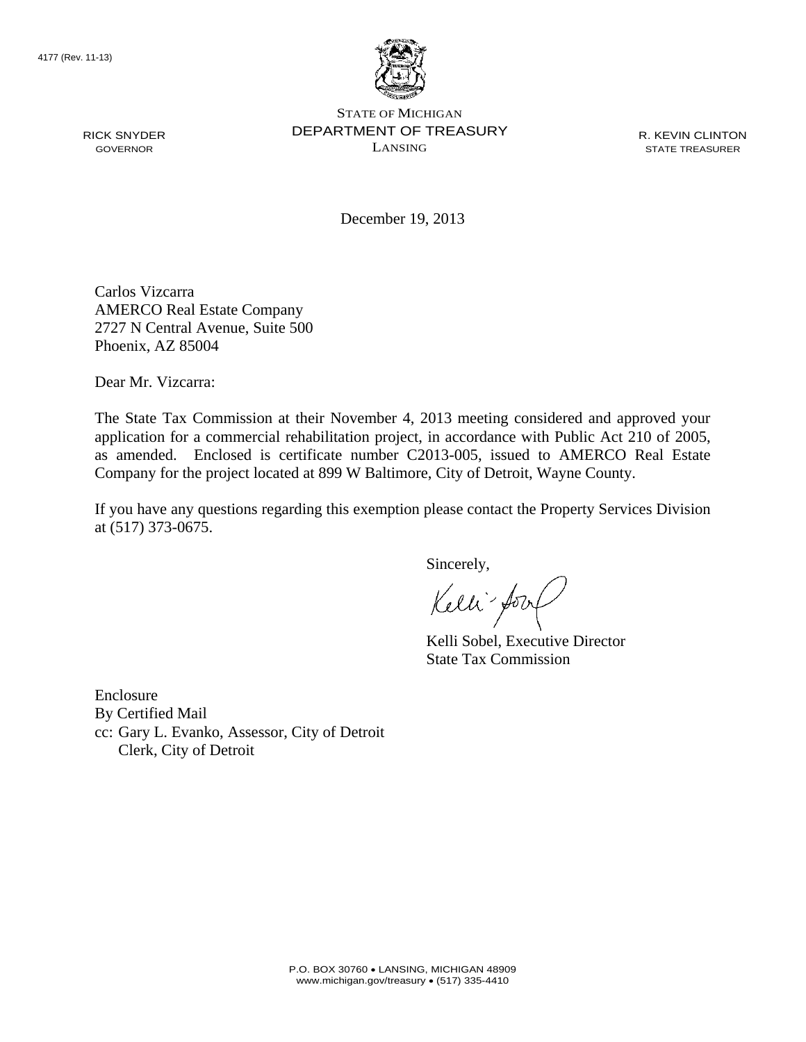4177 (Rev. 11-13)

STATE OF MICHIGAN
DEPARTMENT OF TREASURY
LANSING

RICK SNYDER
GOVERNOR

R. KEVIN CLINTON
STATE TREASURER

December 19, 2013

Carlos Vizcarra
AMERCO Real Estate Company
2727 N Central Avenue, Suite 500
Phoenix, AZ 85004

Dear Mr. Vizcarra:

The State Tax Commission at their November 4, 2013 meeting considered and approved your application for a commercial rehabilitation project, in accordance with Public Act 210 of 2005, as amended. Enclosed is certificate number C2013-005, issued to AMERCO Real Estate Company for the project located at 899 W Baltimore, City of Detroit, Wayne County.

If you have any questions regarding this exemption please contact the Property Services Division at (517) 373-0675.

Sincerely,

Kelli Sobel, Executive Director
State Tax Commission

Enclosure
By Certified Mail
cc: Gary L. Evanko, Assessor, City of Detroit
Clerk, City of Detroit

P.O. BOX 30760 • LANSING, MICHIGAN 48909
www.michigan.gov/treasury • (517) 335-4410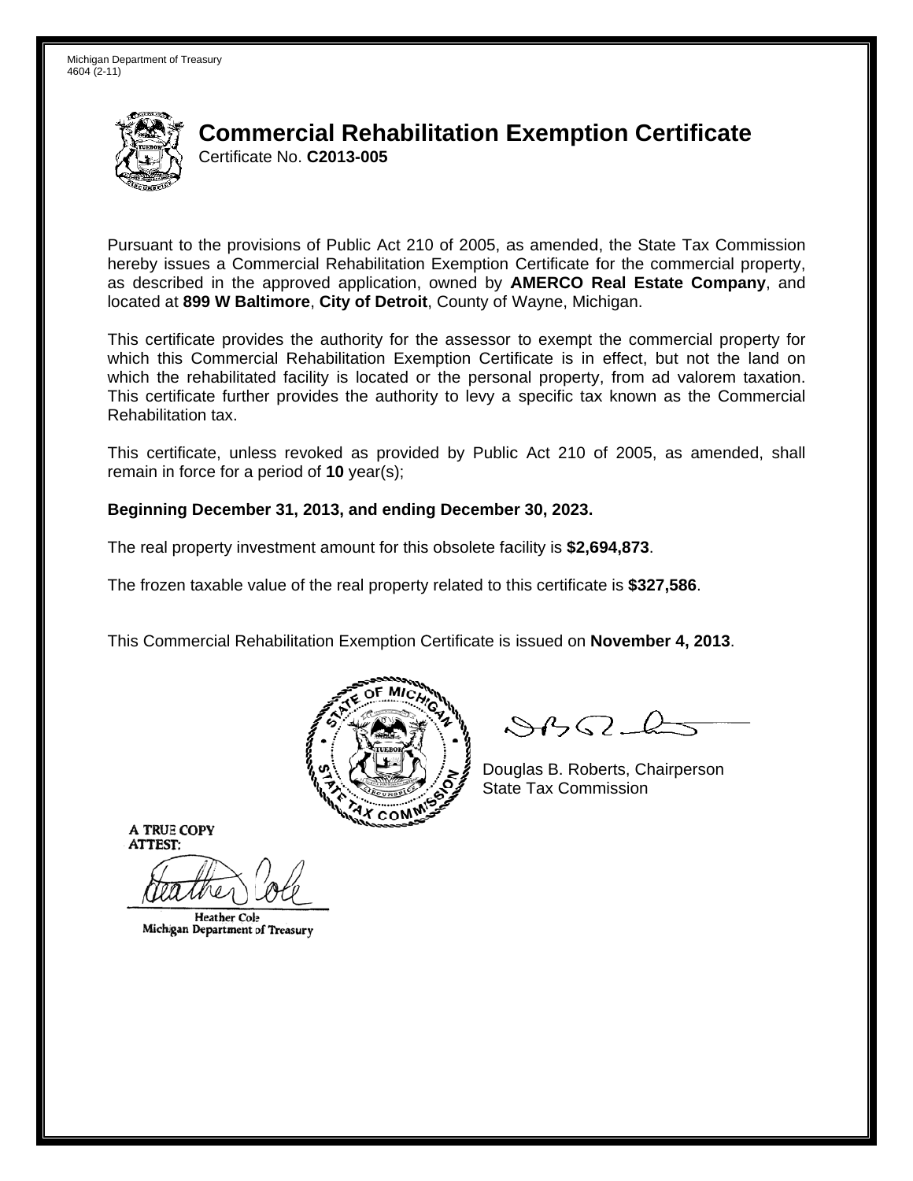Michigan Department of Treasury
4604 (2-11)

# Commercial Rehabilitation Exemption Certificate

Certificate No. **C2013-005**

Pursuant to the provisions of Public Act 210 of 2005, as amended, the State Tax Commission hereby issues a Commercial Rehabilitation Exemption Certificate for the commercial property, as described in the approved application, owned by **AMERCO Real Estate Company**, and located at **899 W Baltimore**, **City of Detroit**, County of Wayne, Michigan.

This certificate provides the authority for the assessor to exempt the commercial property for which this Commercial Rehabilitation Exemption Certificate is in effect, but not the land on which the rehabilitated facility is located or the personal property, from ad valorem taxation. This certificate further provides the authority to levy a specific tax known as the Commercial Rehabilitation tax.

This certificate, unless revoked as provided by Public Act 210 of 2005, as amended, shall remain in force for a period of **10** year(s);

**Beginning December 31, 2013, and ending December 30, 2023.**

The real property investment amount for this obsolete facility is **$2,694,873**.

The frozen taxable value of the real property related to this certificate is **$327,586**.

This Commercial Rehabilitation Exemption Certificate is issued on **November 4, 2013**.

Douglas B. Roberts, Chairperson
State Tax Commission

A TRUE COPY
ATTEST:

Heather Cole
Michigan Department of Treasury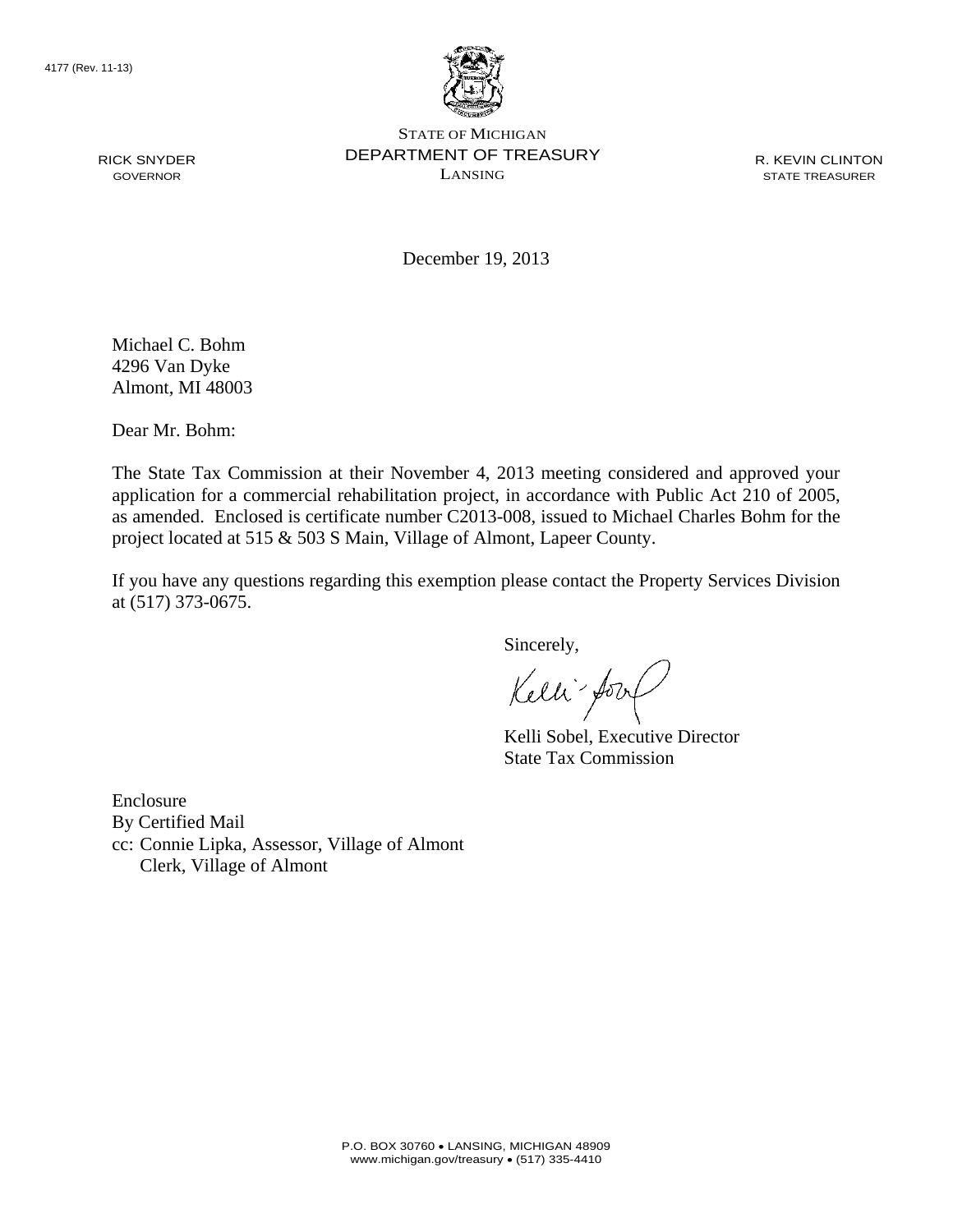4177 (Rev. 11-13)

RICK SNYDER
GOVERNOR

STATE OF MICHIGAN
DEPARTMENT OF TREASURY
LANSING

R. KEVIN CLINTON
STATE TREASURER

December 19, 2013

Michael C. Bohm
4296 Van Dyke
Almont, MI 48003

Dear Mr. Bohm:

The State Tax Commission at their November 4, 2013 meeting considered and approved your application for a commercial rehabilitation project, in accordance with Public Act 210 of 2005, as amended. Enclosed is certificate number C2013-008, issued to Michael Charles Bohm for the project located at 515 & 503 S Main, Village of Almont, Lapeer County.

If you have any questions regarding this exemption please contact the Property Services Division at (517) 373-0675.

Sincerely,

Kelli Sobel, Executive Director
State Tax Commission

Enclosure
By Certified Mail
cc: Connie Lipka, Assessor, Village of Almont
Clerk, Village of Almont

P.O. BOX 30760 • LANSING, MICHIGAN 48909
www.michigan.gov/treasury • (517) 335-4410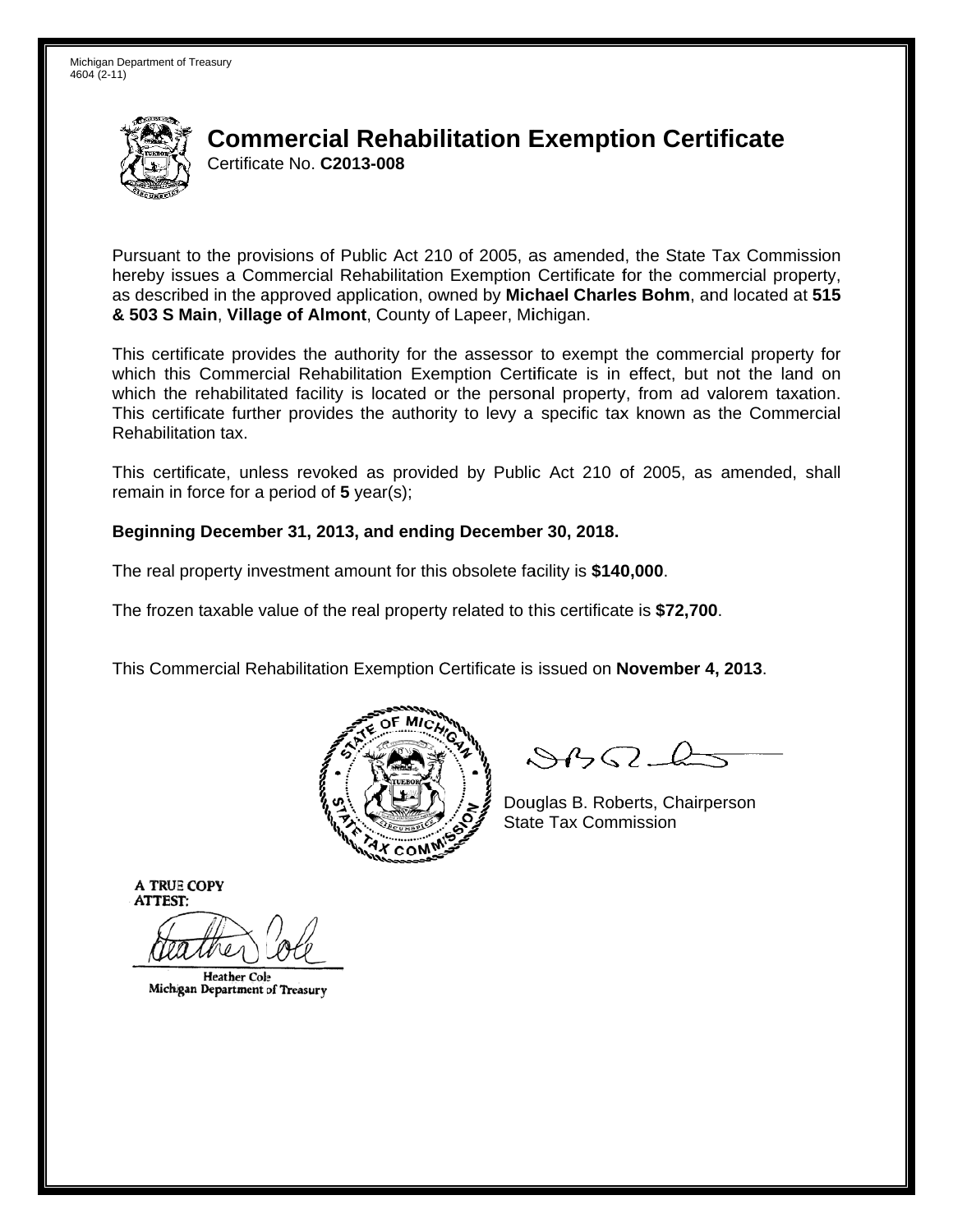Michigan Department of Treasury
4604 (2-11)

# Commercial Rehabilitation Exemption Certificate

Certificate No. **C2013-008**

Pursuant to the provisions of Public Act 210 of 2005, as amended, the State Tax Commission hereby issues a Commercial Rehabilitation Exemption Certificate for the commercial property, as described in the approved application, owned by **Michael Charles Bohm**, and located at **515 & 503 S Main**, **Village of Almont**, County of Lapeer, Michigan.

This certificate provides the authority for the assessor to exempt the commercial property for which this Commercial Rehabilitation Exemption Certificate is in effect, but not the land on which the rehabilitated facility is located or the personal property, from ad valorem taxation. This certificate further provides the authority to levy a specific tax known as the Commercial Rehabilitation tax.

This certificate, unless revoked as provided by Public Act 210 of 2005, as amended, shall remain in force for a period of **5** year(s);

**Beginning December 31, 2013, and ending December 30, 2018.**

The real property investment amount for this obsolete facility is **$140,000**.

The frozen taxable value of the real property related to this certificate is **$72,700**.

This Commercial Rehabilitation Exemption Certificate is issued on **November 4, 2013**.

Douglas B. Roberts, Chairperson
State Tax Commission

A TRUE COPY
ATTEST:

Heather Cole
Michigan Department of Treasury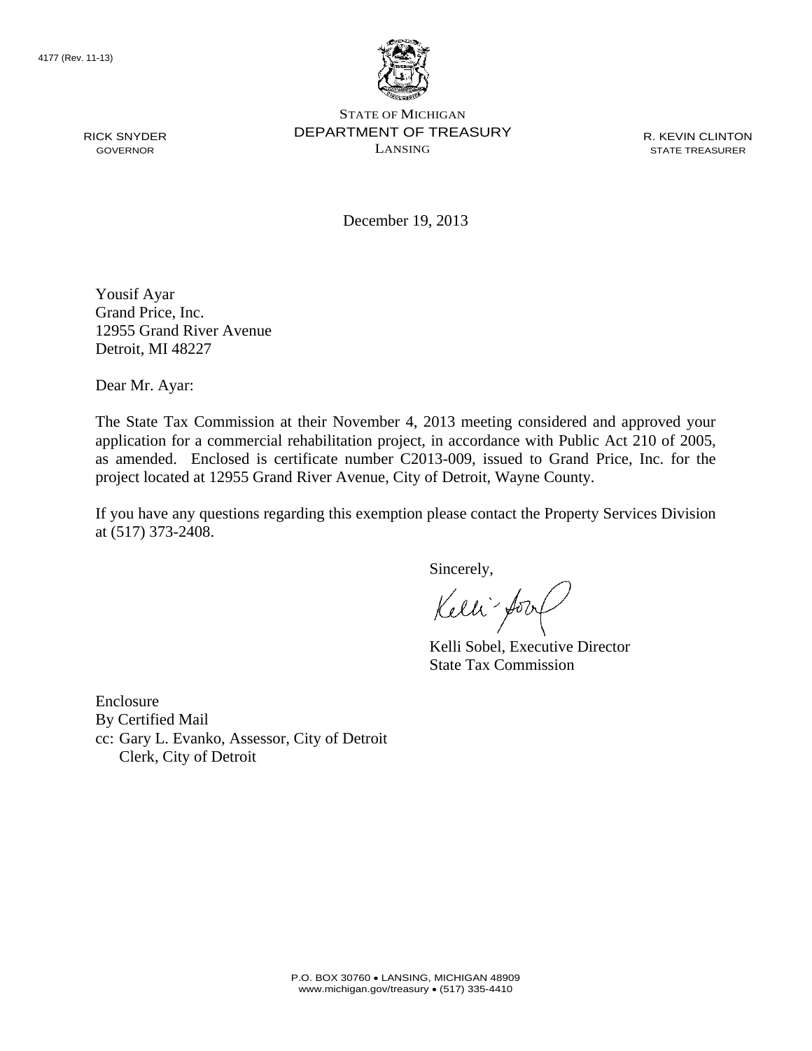4177 (Rev. 11-13)

STATE OF MICHIGAN
DEPARTMENT OF TREASURY
LANSING

RICK SNYDER
GOVERNOR

R. KEVIN CLINTON
STATE TREASURER

December 19, 2013

Yousif Ayar
Grand Price, Inc.
12955 Grand River Avenue
Detroit, MI 48227

Dear Mr. Ayar:

The State Tax Commission at their November 4, 2013 meeting considered and approved your application for a commercial rehabilitation project, in accordance with Public Act 210 of 2005, as amended. Enclosed is certificate number C2013-009, issued to Grand Price, Inc. for the project located at 12955 Grand River Avenue, City of Detroit, Wayne County.

If you have any questions regarding this exemption please contact the Property Services Division at (517) 373-2408.

Sincerely,

Kelli Sobel, Executive Director
State Tax Commission

Enclosure
By Certified Mail
cc: Gary L. Evanko, Assessor, City of Detroit
Clerk, City of Detroit

P.O. BOX 30760 • LANSING, MICHIGAN 48909
www.michigan.gov/treasury • (517) 335-4410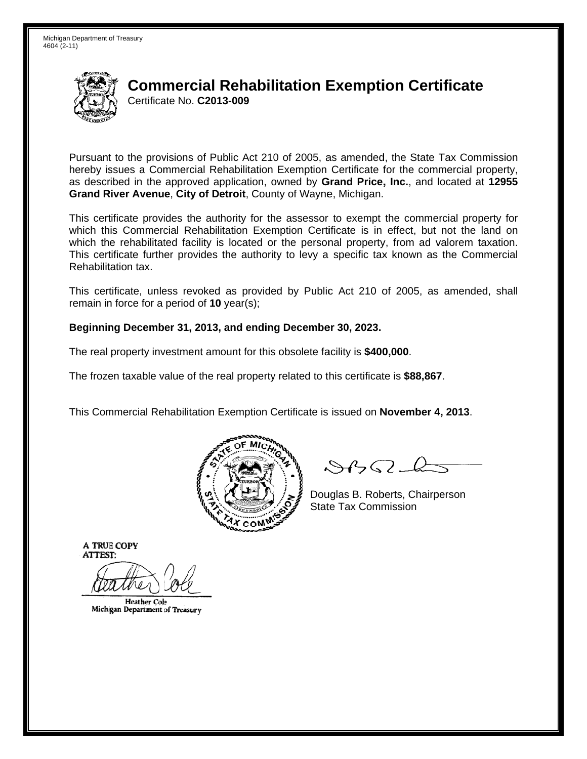Michigan Department of Treasury
4604 (2-11)

# Commercial Rehabilitation Exemption Certificate

Certificate No. **C2013-009**

Pursuant to the provisions of Public Act 210 of 2005, as amended, the State Tax Commission hereby issues a Commercial Rehabilitation Exemption Certificate for the commercial property, as described in the approved application, owned by **Grand Price, Inc.**, and located at **12955 Grand River Avenue**, **City of Detroit**, County of Wayne, Michigan.

This certificate provides the authority for the assessor to exempt the commercial property for which this Commercial Rehabilitation Exemption Certificate is in effect, but not the land on which the rehabilitated facility is located or the personal property, from ad valorem taxation. This certificate further provides the authority to levy a specific tax known as the Commercial Rehabilitation tax.

This certificate, unless revoked as provided by Public Act 210 of 2005, as amended, shall remain in force for a period of **10** year(s);

**Beginning December 31, 2013, and ending December 30, 2023.**

The real property investment amount for this obsolete facility is **$400,000**.

The frozen taxable value of the real property related to this certificate is **$88,867**.

This Commercial Rehabilitation Exemption Certificate is issued on **November 4, 2013**.

Douglas B. Roberts, Chairperson
State Tax Commission

A TRUE COPY
ATTEST:

Heather Cole
Michigan Department of Treasury